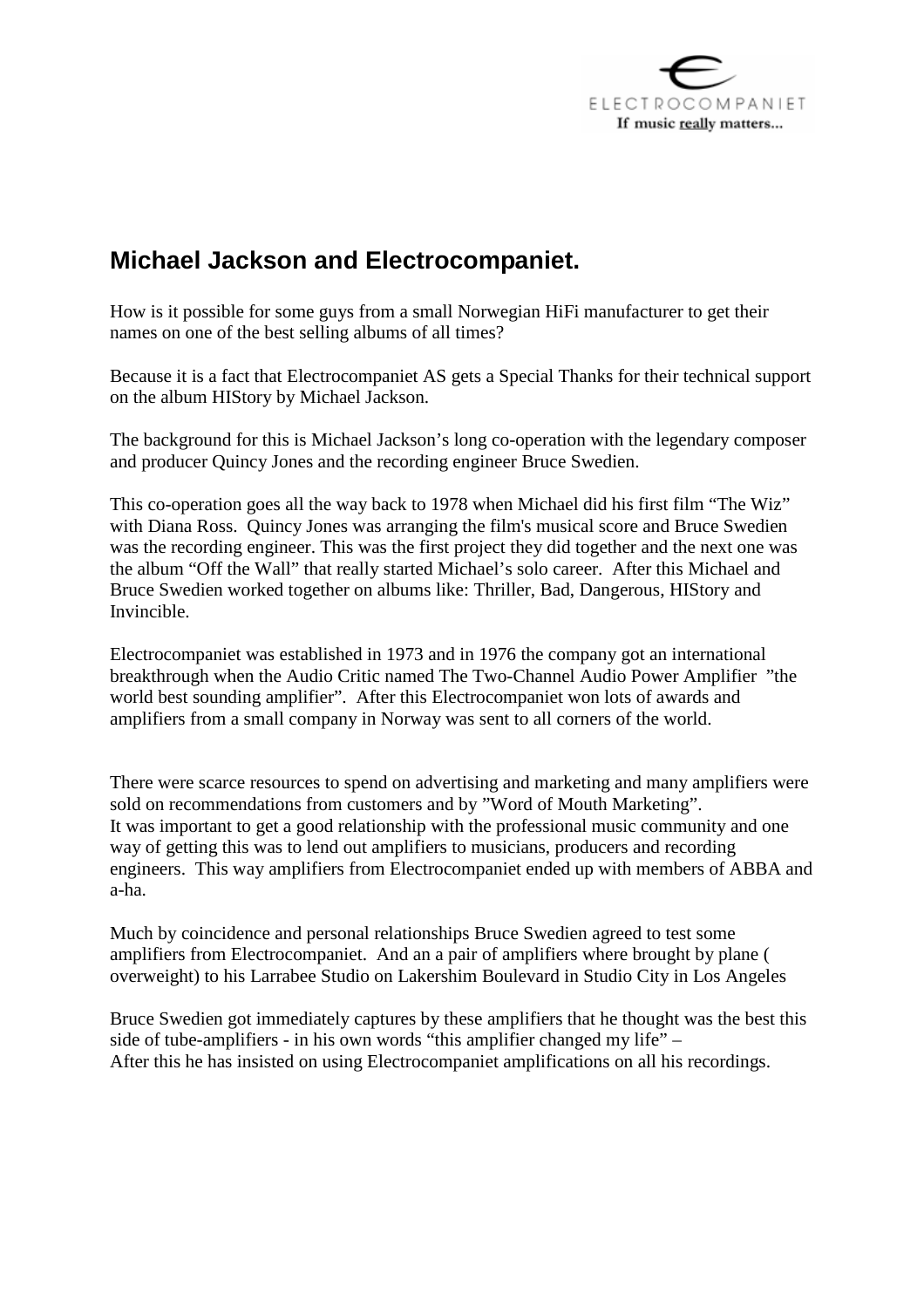ELECTROCOMPANIET
If music really matters...

## Michael Jackson and Electrocompaniet.

How is it possible for some guys from a small Norwegian HiFi manufacturer to get their names on one of the best selling albums of all times?

Because it is a fact that Electrocompaniet AS gets a Special Thanks for their technical support on the album HIStory by Michael Jackson.

The background for this is Michael Jackson's long co-operation with the legendary composer and producer Quincy Jones and the recording engineer Bruce Swedien.

This co-operation goes all the way back to 1978 when Michael did his first film "The Wiz" with Diana Ross. Quincy Jones was arranging the film's musical score and Bruce Swedien was the recording engineer. This was the first project they did together and the next one was the album "Off the Wall" that really started Michael's solo career. After this Michael and Bruce Swedien worked together on albums like: Thriller, Bad, Dangerous, HIStory and Invincible.

Electrocompaniet was established in 1973 and in 1976 the company got an international breakthrough when the Audio Critic named The Two-Channel Audio Power Amplifier "the world best sounding amplifier". After this Electrocompaniet won lots of awards and amplifiers from a small company in Norway was sent to all corners of the world.

There were scarce resources to spend on advertising and marketing and many amplifiers were sold on recommendations from customers and by "Word of Mouth Marketing".
It was important to get a good relationship with the professional music community and one way of getting this was to lend out amplifiers to musicians, producers and recording engineers. This way amplifiers from Electrocompaniet ended up with members of ABBA and a-ha.

Much by coincidence and personal relationships Bruce Swedien agreed to test some amplifiers from Electrocompaniet. And an a pair of amplifiers where brought by plane ( overweight) to his Larrabee Studio on Lakershim Boulevard in Studio City in Los Angeles

Bruce Swedien got immediately captures by these amplifiers that he thought was the best this side of tube-amplifiers - in his own words "this amplifier changed my life" –
After this he has insisted on using Electrocompaniet amplifications on all his recordings.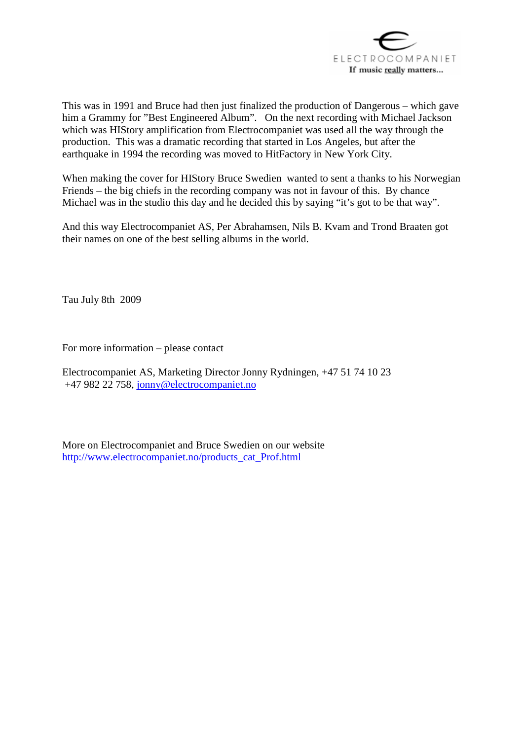This was in 1991 and Bruce had then just finalized the production of Dangerous – which gave him a Grammy for "Best Engineered Album". On the next recording with Michael Jackson which was HIStory amplification from Electrocompaniet was used all the way through the production. This was a dramatic recording that started in Los Angeles, but after the earthquake in 1994 the recording was moved to HitFactory in New York City.

When making the cover for HIStory Bruce Swedien wanted to sent a thanks to his Norwegian Friends – the big chiefs in the recording company was not in favour of this. By chance Michael was in the studio this day and he decided this by saying "it's got to be that way".

And this way Electrocompaniet AS, Per Abrahamsen, Nils B. Kvam and Trond Braaten got their names on one of the best selling albums in the world.

Tau July 8th 2009

For more information – please contact

Electrocompaniet AS, Marketing Director Jonny Rydningen, +47 51 74 10 23
+47 982 22 758, jonny@electrocompaniet.no

More on Electrocompaniet and Bruce Swedien on our website
http://www.electrocompaniet.no/products_cat_Prof.html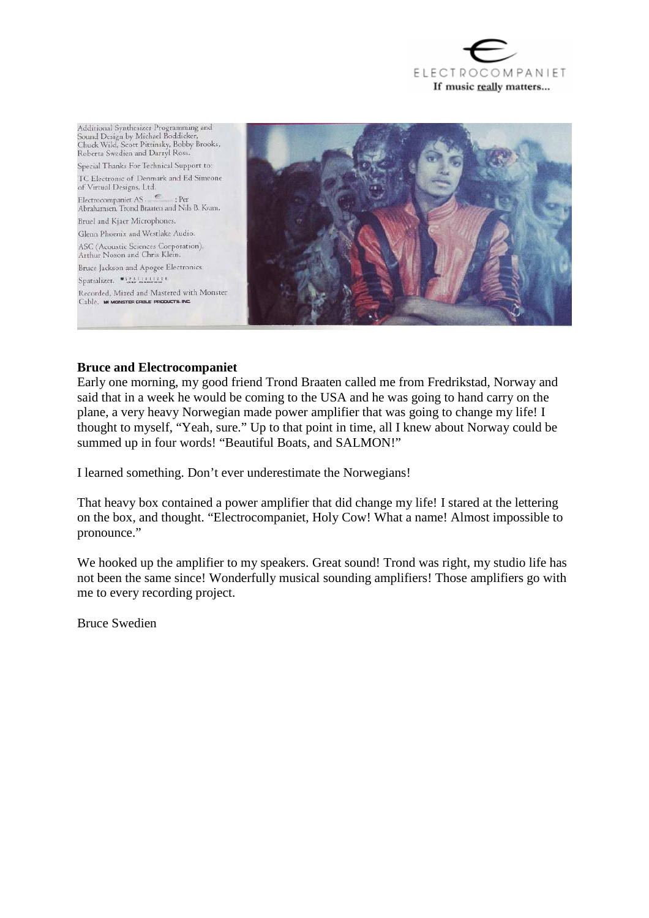Additional Synthesizer Programming and Sound Design by Michael Boddicker, Chuck Wild, Scott Pittinsky, Bobby Brooks, Roberta Swedien and Darryl Ross.

Special Thanks For Technical Support to:

TC Electronic of Denmark and Ed Simeone of Virtual Designs, Ltd.

Electrocompaniet AS : Per Abrahamsen, Trond Braaten and Nils B. Kvam.

Bruel and Kjaer Microphones.

Glenn Phoenix and Westlake Audio.

ASC (Acoustic Sciences Corporation), Arthur Noxon and Chris Klein.

Bruce Jackson and Apogee Electronics.

Spatializer.

Recorded, Mixed and Mastered with Monster Cable. MONSTER CABLE PRODUCTS, INC.

**Bruce and Electrocompaniet**

Early one morning, my good friend Trond Braaten called me from Fredrikstad, Norway and said that in a week he would be coming to the USA and he was going to hand carry on the plane, a very heavy Norwegian made power amplifier that was going to change my life! I thought to myself, "Yeah, sure." Up to that point in time, all I knew about Norway could be summed up in four words! "Beautiful Boats, and SALMON!"

I learned something. Don't ever underestimate the Norwegians!

That heavy box contained a power amplifier that did change my life! I stared at the lettering on the box, and thought. "Electrocompaniet, Holy Cow! What a name! Almost impossible to pronounce."

We hooked up the amplifier to my speakers. Great sound! Trond was right, my studio life has not been the same since! Wonderfully musical sounding amplifiers! Those amplifiers go with me to every recording project.

Bruce Swedien